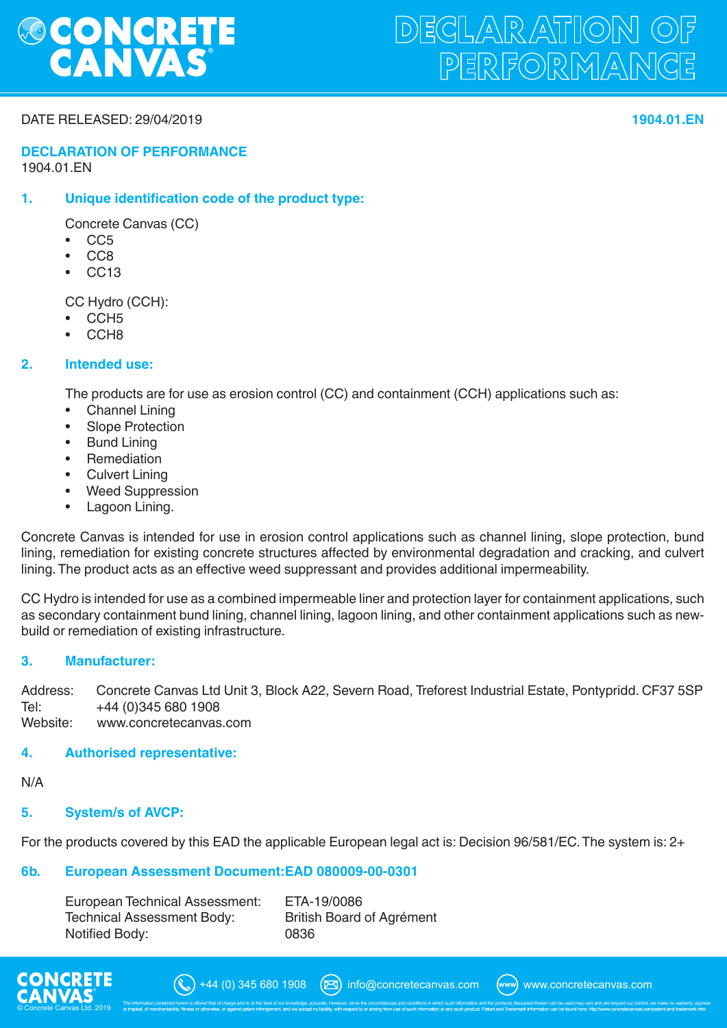# DECLARATION OF PERFORMANCE

DATE RELEASED: 29/04/2019

**1904.01.EN**

## DECLARATION OF PERFORMANCE

1904.01.EN

### 1. Unique identification code of the product type:

Concrete Canvas (CC)

- CC5
- CC8
- CC13

CC Hydro (CCH):

- CCH5
- CCH8

### 2. Intended use:

The products are for use as erosion control (CC) and containment (CCH) applications such as:

- Channel Lining
- Slope Protection
- Bund Lining
- Remediation
- Culvert Lining
- Weed Suppression
- Lagoon Lining.

Concrete Canvas is intended for use in erosion control applications such as channel lining, slope protection, bund lining, remediation for existing concrete structures affected by environmental degradation and cracking, and culvert lining. The product acts as an effective weed suppressant and provides additional impermeability.

CC Hydro is intended for use as a combined impermeable liner and protection layer for containment applications, such as secondary containment bund lining, channel lining, lagoon lining, and other containment applications such as new-build or remediation of existing infrastructure.

### 3. Manufacturer:

Address: Concrete Canvas Ltd Unit 3, Block A22, Severn Road, Treforest Industrial Estate, Pontypridd. CF37 5SP
Tel: +44 (0)345 680 1908
Website: www.concretecanvas.com

### 4. Authorised representative:

N/A

### 5. System/s of AVCP:

For the products covered by this EAD the applicable European legal act is: Decision 96/581/EC. The system is: 2+

### 6b. European Assessment Document: EAD 080009-00-0301

European Technical Assessment: ETA-19/0086
Technical Assessment Body: British Board of Agrément
Notified Body: 0836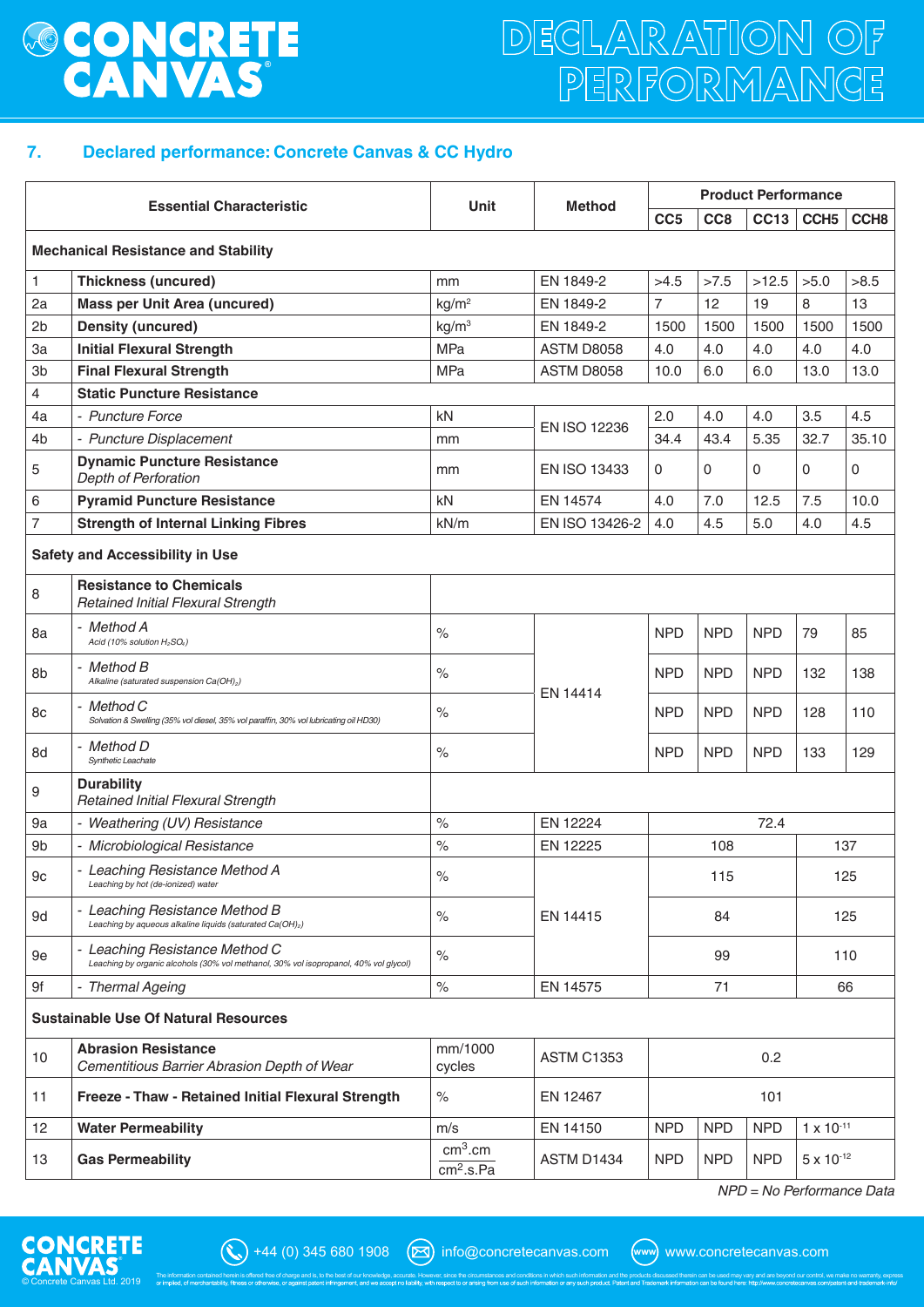## 7. Declared performance: Concrete Canvas & CC Hydro

| | Essential Characteristic | Unit | Method | Product Performance | | | | |
|---|---|---|---|---|---|---|---|---|
| | | | | CC5 | CC8 | CC13 | CCH5 | CCH8 |
| **Mechanical Resistance and Stability** | | | | | | | | |
| 1 | **Thickness (uncured)** | mm | EN 1849-2 | >4.5 | >7.5 | >12.5 | >5.0 | >8.5 |
| 2a | **Mass per Unit Area (uncured)** | $kg/m^2$ | EN 1849-2 | 7 | 12 | 19 | 8 | 13 |
| 2b | **Density (uncured)** | $kg/m^3$ | EN 1849-2 | 1500 | 1500 | 1500 | 1500 | 1500 |
| 3a | **Initial Flexural Strength** | MPa | ASTM D8058 | 4.0 | 4.0 | 4.0 | 4.0 | 4.0 |
| 3b | **Final Flexural Strength** | MPa | ASTM D8058 | 10.0 | 6.0 | 6.0 | 13.0 | 13.0 |
| 4 | **Static Puncture Resistance** | | | | | | | |
| 4a | - *Puncture Force* | kN | EN ISO 12236 | 2.0 | 4.0 | 4.0 | 3.5 | 4.5 |
| 4b | - *Puncture Displacement* | mm | | 34.4 | 43.4 | 5.35 | 32.7 | 35.10 |
| 5 | **Dynamic Puncture Resistance** *Depth of Perforation* | mm | EN ISO 13433 | 0 | 0 | 0 | 0 | 0 |
| 6 | **Pyramid Puncture Resistance** | kN | EN 14574 | 4.0 | 7.0 | 12.5 | 7.5 | 10.0 |
| 7 | **Strength of Internal Linking Fibres** | kN/m | EN ISO 13426-2 | 4.0 | 4.5 | 5.0 | 4.0 | 4.5 |
| **Safety and Accessibility in Use** | | | | | | | | |
| 8 | **Resistance to Chemicals** *Retained Initial Flexural Strength* | | | | | | | |
| 8a | - *Method A* *Acid (10% solution $H_2SO_4$)* | % | EN 14414 | NPD | NPD | NPD | 79 | 85 |
| 8b | - *Method B* *Alkaline (saturated suspension $Ca(OH)_2$)* | % | | NPD | NPD | NPD | 132 | 138 |
| 8c | - *Method C* *Solvation & Swelling (35% vol diesel, 35% vol paraffin, 30% vol lubricating oil HD30)* | % | | NPD | NPD | NPD | 128 | 110 |
| 8d | - *Method D* *Synthetic Leachate* | % | | NPD | NPD | NPD | 133 | 129 |
| 9 | **Durability** *Retained Initial Flexural Strength* | | | | | | | |
| 9a | - *Weathering (UV) Resistance* | % | EN 12224 | 72.4 | | | | |
| 9b | - *Microbiological Resistance* | % | EN 12225 | 108 | | | 137 | |
| 9c | - *Leaching Resistance Method A* *Leaching by hot (de-ionized) water* | % | EN 14415 | 115 | | | 125 | |
| 9d | - *Leaching Resistance Method B* *Leaching by aqueous alkaline liquids (saturated $Ca(OH)_2$)* | % | | 84 | | | 125 | |
| 9e | - *Leaching Resistance Method C* *Leaching by organic alcohols (30% vol methanol, 30% vol isopropanol, 40% vol glycol)* | % | | 99 | | | 110 | |
| 9f | - *Thermal Ageing* | % | EN 14575 | 71 | | | 66 | |
| **Sustainable Use Of Natural Resources** | | | | | | | | |
| 10 | **Abrasion Resistance** *Cementitious Barrier Abrasion Depth of Wear* | mm/1000 cycles | ASTM C1353 | 0.2 | | | | |
| 11 | **Freeze - Thaw - Retained Initial Flexural Strength** | % | EN 12467 | 101 | | | | |
| 12 | **Water Permeability** | m/s | EN 14150 | NPD | NPD | NPD | $1 \times 10^{-11}$ | |
| 13 | **Gas Permeability** | $\frac{cm^3.cm}{cm^2.s.Pa}$ | ASTM D1434 | NPD | NPD | NPD | $5 \times 10^{-12}$ | |

*NPD = No Performance Data*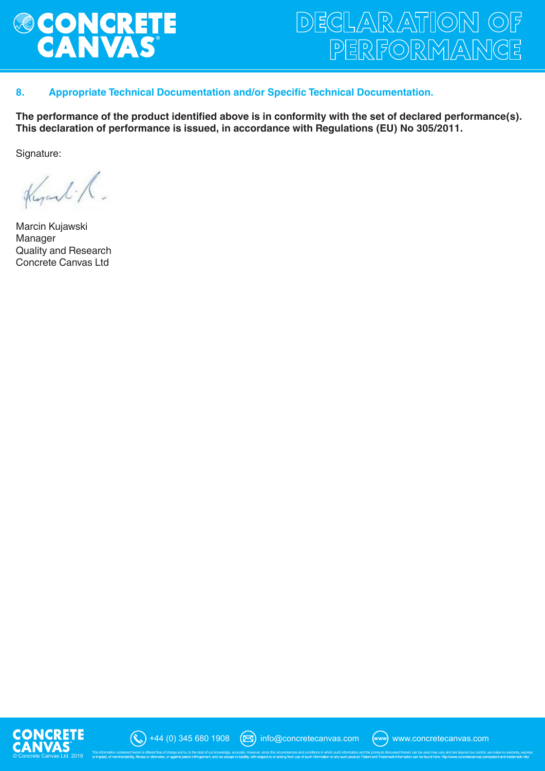## 8. Appropriate Technical Documentation and/or Specific Technical Documentation.

**The performance of the product identified above is in conformity with the set of declared performance(s). This declaration of performance is issued, in accordance with Regulations (EU) No 305/2011.**

Signature:

Marcin Kujawski
Manager
Quality and Research
Concrete Canvas Ltd